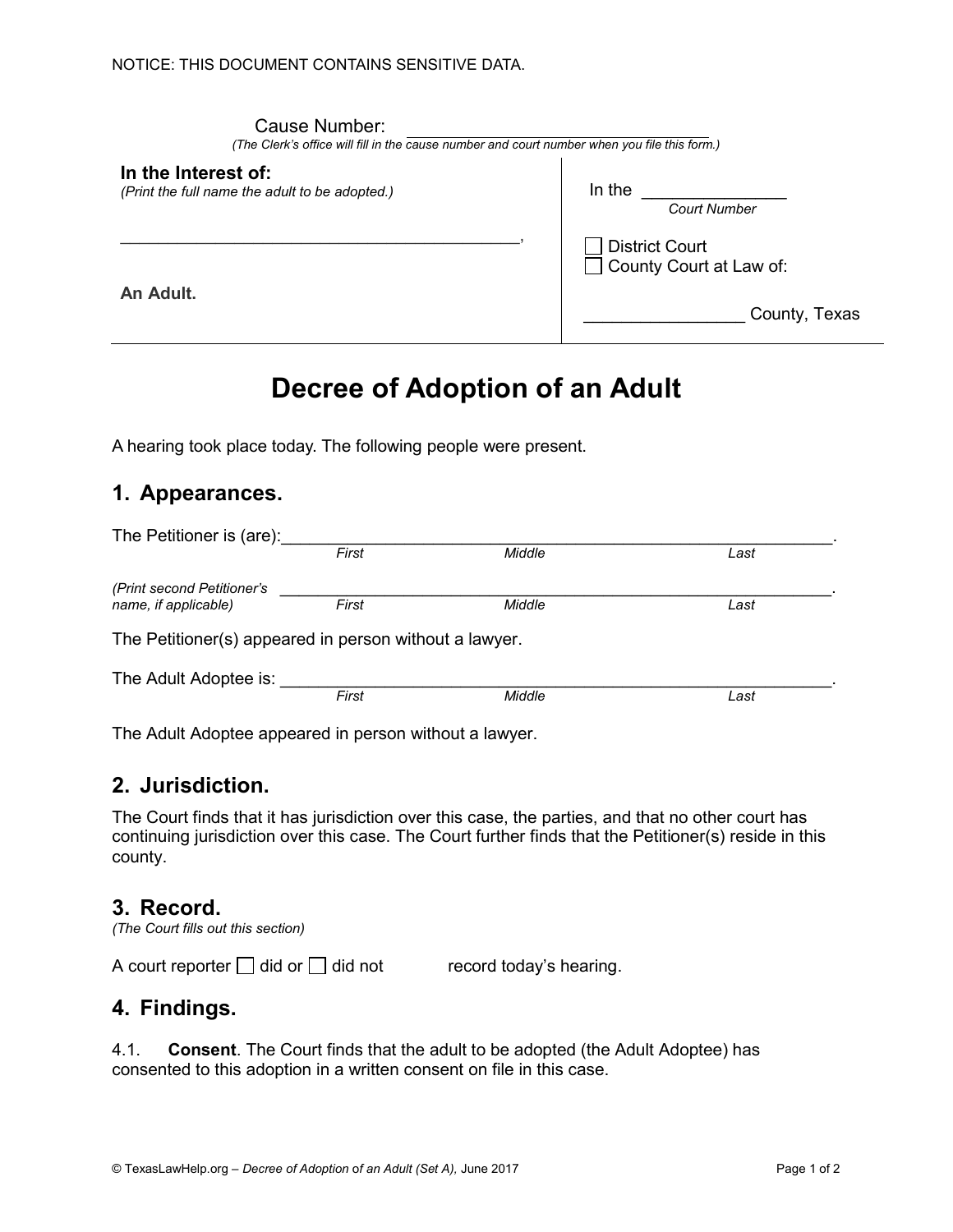NOTICE: THIS DOCUMENT CONTAINS SENSITIVE DATA.

Cause Number: ______________________________
*(The Clerk's office will fill in the cause number and court number when you file this form.)*

| **In the Interest of:** *(Print the full name the adult to be adopted.)* | In the ______________ *Court Number* |
|---|---|
| ________________________________________, | ☐ District Court ☐ County Court at Law of: |
| **An Adult.** | ________________ County, Texas |

# Decree of Adoption of an Adult

A hearing took place today. The following people were present.

## 1. Appearances.

The Petitioner is (are):____________________________________________________________.
*First* *Middle* *Last*

*(Print second Petitioner's name, if applicable)* ____________________________________________________________.
*First* *Middle* *Last*

The Petitioner(s) appeared in person without a lawyer.

The Adult Adoptee is: ____________________________________________________________.
*First* *Middle* *Last*

The Adult Adoptee appeared in person without a lawyer.

## 2. Jurisdiction.

The Court finds that it has jurisdiction over this case, the parties, and that no other court has continuing jurisdiction over this case. The Court further finds that the Petitioner(s) reside in this county.

## 3. Record.

*(The Court fills out this section)*

A court reporter ☐ did or ☐ did not record today's hearing.

## 4. Findings.

4.1. **Consent**. The Court finds that the adult to be adopted (the Adult Adoptee) has consented to this adoption in a written consent on file in this case.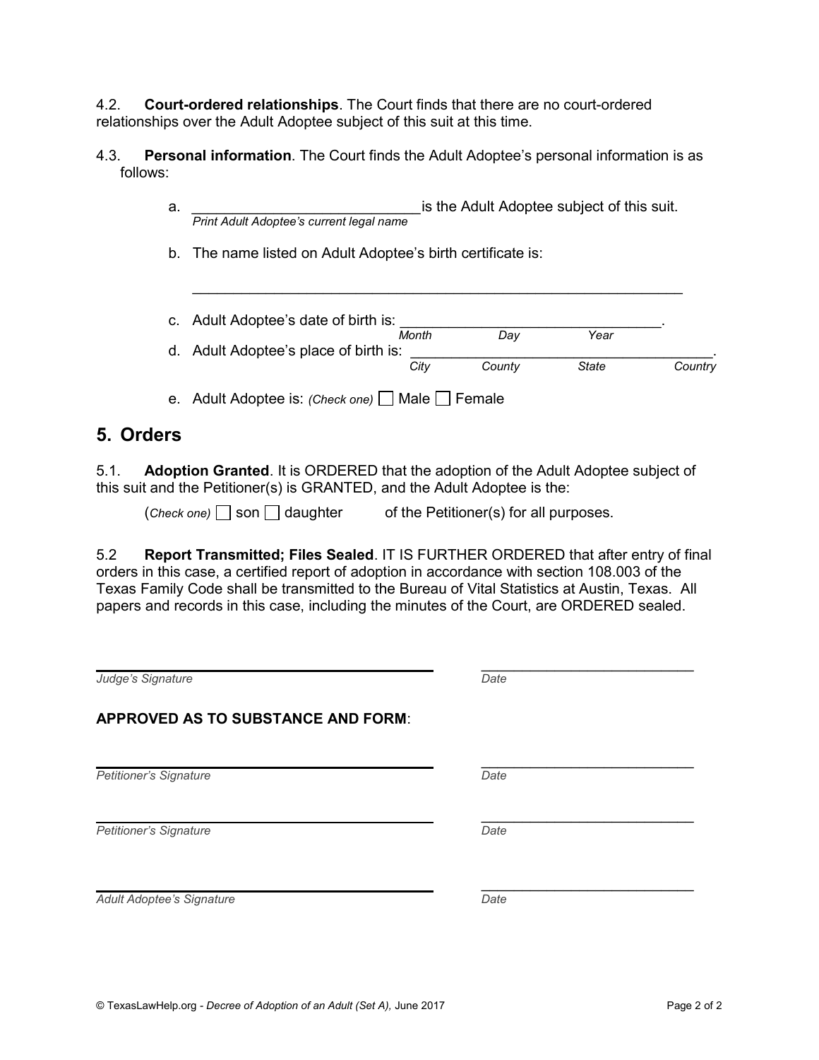4.2. **Court-ordered relationships**. The Court finds that there are no court-ordered relationships over the Adult Adoptee subject of this suit at this time.

4.3. **Personal information**. The Court finds the Adult Adoptee's personal information is as follows:

a. ______________________________ is the Adult Adoptee subject of this suit.
*Print Adult Adoptee's current legal name*

b. The name listed on Adult Adoptee's birth certificate is:

_________________________________________________________________

c. Adult Adoptee's date of birth is: ________________________________.
*Month Day Year*

d. Adult Adoptee's place of birth is: ______________________________________.
*City County State Country*

e. Adult Adoptee is: *(Check one)* ☐ Male ☐ Female

## 5. Orders

5.1. **Adoption Granted**. It is ORDERED that the adoption of the Adult Adoptee subject of this suit and the Petitioner(s) is GRANTED, and the Adult Adoptee is the:

(*Check one)* ☐ son ☐ daughter of the Petitioner(s) for all purposes.

5.2 **Report Transmitted; Files Sealed**. IT IS FURTHER ORDERED that after entry of final orders in this case, a certified report of adoption in accordance with section 108.003 of the Texas Family Code shall be transmitted to the Bureau of Vital Statistics at Austin, Texas. All papers and records in this case, including the minutes of the Court, are ORDERED sealed.

_________________________________ _______________________
*Judge's Signature* *Date*

**APPROVED AS TO SUBSTANCE AND FORM**:

_________________________________ _______________________
*Petitioner's Signature* *Date*

_________________________________ _______________________
*Petitioner's Signature* *Date*

_________________________________ _______________________
*Adult Adoptee's Signature* *Date*

© TexasLawHelp.org - *Decree of Adoption of an Adult (Set A),* June 2017